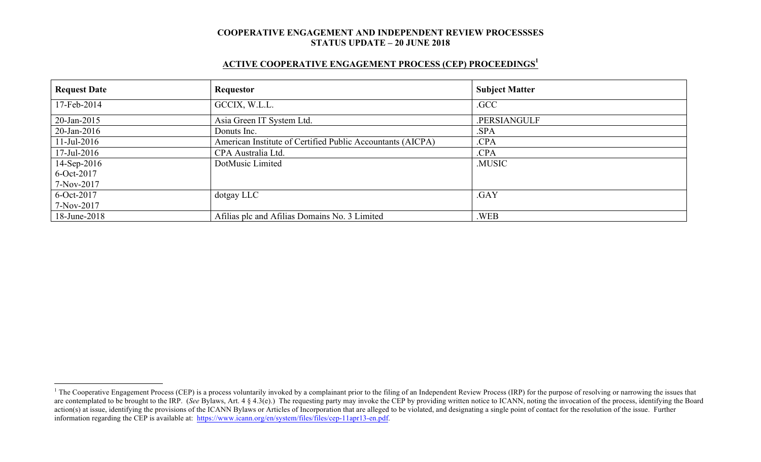**COOPERATIVE ENGAGEMENT AND INDEPENDENT REVIEW PROCESSSES**
**STATUS UPDATE – 20 JUNE 2018**

## ACTIVE COOPERATIVE ENGAGEMENT PROCESS (CEP) PROCEEDINGS[1]

| Request Date | Requestor | Subject Matter |
|---|---|---|
| 17-Feb-2014 | GCCIX, W.L.L. | .GCC |
| 20-Jan-2015 | Asia Green IT System Ltd. | .PERSIANGULF |
| 20-Jan-2016 | Donuts Inc. | .SPA |
| 11-Jul-2016 | American Institute of Certified Public Accountants (AICPA) | .CPA |
| 17-Jul-2016 | CPA Australia Ltd. | .CPA |
| 14-Sep-2016<br>6-Oct-2017<br>7-Nov-2017 | DotMusic Limited | .MUSIC |
| 6-Oct-2017<br>7-Nov-2017 | dotgay LLC | .GAY |
| 18-June-2018 | Afilias plc and Afilias Domains No. 3 Limited | .WEB |

[1] The Cooperative Engagement Process (CEP) is a process voluntarily invoked by a complainant prior to the filing of an Independent Review Process (IRP) for the purpose of resolving or narrowing the issues that are contemplated to be brought to the IRP. (*See* Bylaws, Art. 4 § 4.3(e).) The requesting party may invoke the CEP by providing written notice to ICANN, noting the invocation of the process, identifying the Board action(s) at issue, identifying the provisions of the ICANN Bylaws or Articles of Incorporation that are alleged to be violated, and designating a single point of contact for the resolution of the issue. Further information regarding the CEP is available at: https://www.icann.org/en/system/files/files/cep-11apr13-en.pdf.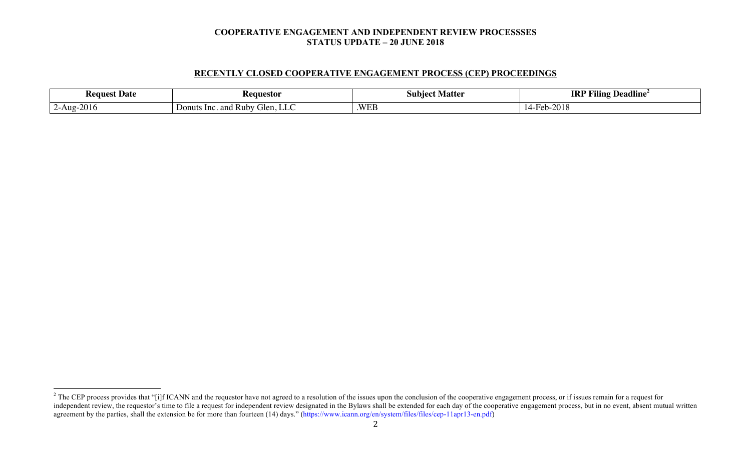**COOPERATIVE ENGAGEMENT AND INDEPENDENT REVIEW PROCESSSES**
**STATUS UPDATE – 20 JUNE 2018**

## RECENTLY CLOSED COOPERATIVE ENGAGEMENT PROCESS (CEP) PROCEEDINGS

| Request Date | Requestor | Subject Matter | IRP Filing Deadline[2] |
|---|---|---|---|
| 2-Aug-2016 | Donuts Inc. and Ruby Glen, LLC | .WEB | 14-Feb-2018 |

[2] The CEP process provides that "[i]f ICANN and the requestor have not agreed to a resolution of the issues upon the conclusion of the cooperative engagement process, or if issues remain for a request for independent review, the requestor's time to file a request for independent review designated in the Bylaws shall be extended for each day of the cooperative engagement process, but in no event, absent mutual written agreement by the parties, shall the extension be for more than fourteen (14) days." (https://www.icann.org/en/system/files/files/cep-11apr13-en.pdf)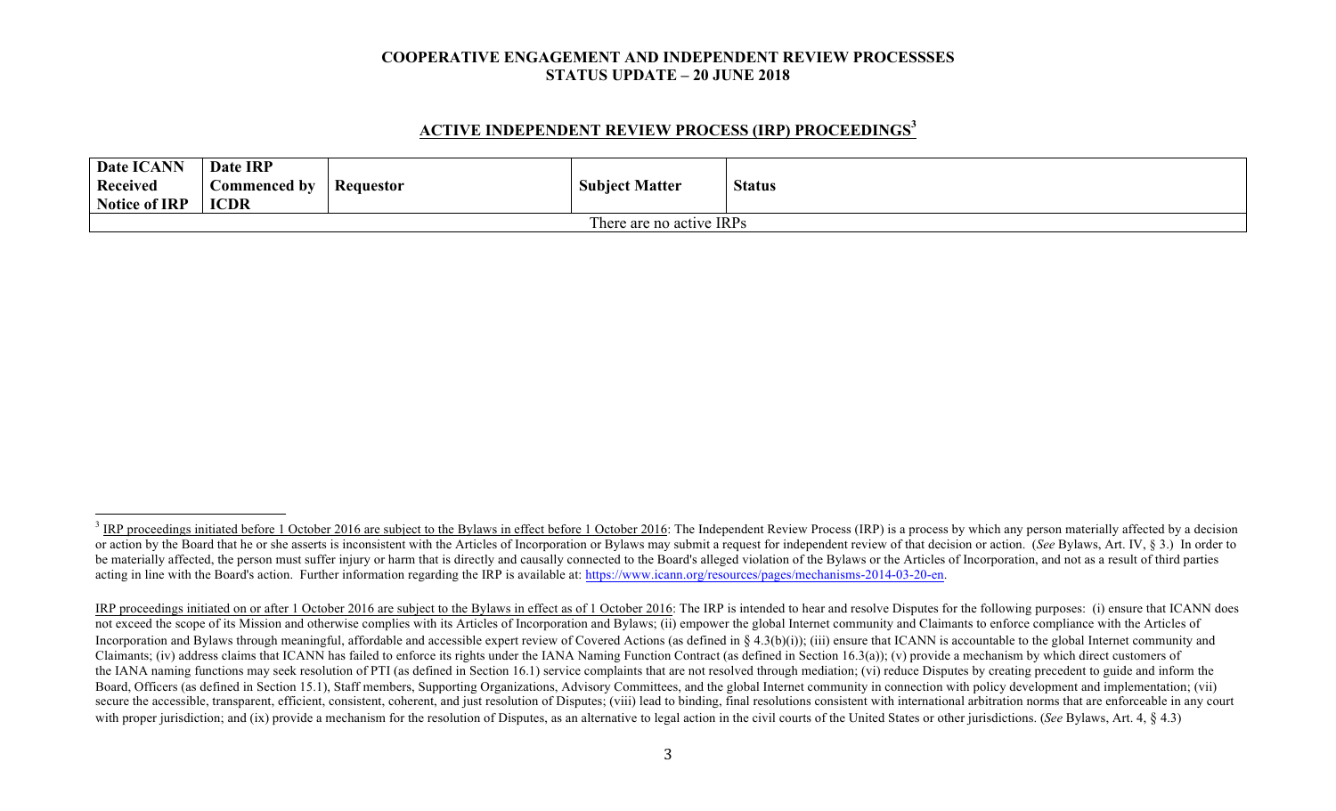**COOPERATIVE ENGAGEMENT AND INDEPENDENT REVIEW PROCESSSES**
**STATUS UPDATE – 20 JUNE 2018**

## ACTIVE INDEPENDENT REVIEW PROCESS (IRP) PROCEEDINGS[3]

| Date ICANN Received Notice of IRP | Date IRP Commenced by ICDR | Requestor | Subject Matter | Status |
|---|---|---|---|---|
| There are no active IRPs | | | | |

[3] IRP proceedings initiated before 1 October 2016 are subject to the Bylaws in effect before 1 October 2016: The Independent Review Process (IRP) is a process by which any person materially affected by a decision or action by the Board that he or she asserts is inconsistent with the Articles of Incorporation or Bylaws may submit a request for independent review of that decision or action. (*See* Bylaws, Art. IV, § 3.) In order to be materially affected, the person must suffer injury or harm that is directly and causally connected to the Board's alleged violation of the Bylaws or the Articles of Incorporation, and not as a result of third parties acting in line with the Board's action. Further information regarding the IRP is available at: https://www.icann.org/resources/pages/mechanisms-2014-03-20-en.

IRP proceedings initiated on or after 1 October 2016 are subject to the Bylaws in effect as of 1 October 2016: The IRP is intended to hear and resolve Disputes for the following purposes: (i) ensure that ICANN does not exceed the scope of its Mission and otherwise complies with its Articles of Incorporation and Bylaws; (ii) empower the global Internet community and Claimants to enforce compliance with the Articles of Incorporation and Bylaws through meaningful, affordable and accessible expert review of Covered Actions (as defined in § 4.3(b)(i)); (iii) ensure that ICANN is accountable to the global Internet community and Claimants; (iv) address claims that ICANN has failed to enforce its rights under the IANA Naming Function Contract (as defined in Section 16.3(a)); (v) provide a mechanism by which direct customers of the IANA naming functions may seek resolution of PTI (as defined in Section 16.1) service complaints that are not resolved through mediation; (vi) reduce Disputes by creating precedent to guide and inform the Board, Officers (as defined in Section 15.1), Staff members, Supporting Organizations, Advisory Committees, and the global Internet community in connection with policy development and implementation; (vii) secure the accessible, transparent, efficient, consistent, coherent, and just resolution of Disputes; (viii) lead to binding, final resolutions consistent with international arbitration norms that are enforceable in any court with proper jurisdiction; and (ix) provide a mechanism for the resolution of Disputes, as an alternative to legal action in the civil courts of the United States or other jurisdictions. (*See* Bylaws, Art. 4, § 4.3)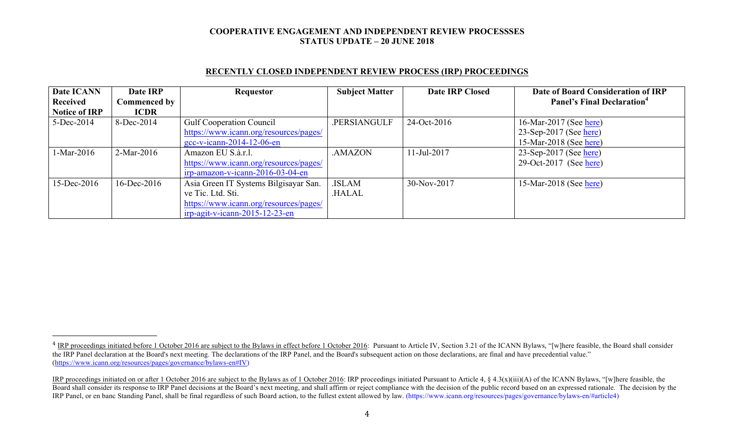**COOPERATIVE ENGAGEMENT AND INDEPENDENT REVIEW PROCESSSES**
**STATUS UPDATE – 20 JUNE 2018**

## RECENTLY CLOSED INDEPENDENT REVIEW PROCESS (IRP) PROCEEDINGS

| Date ICANN Received Notice of IRP | Date IRP Commenced by ICDR | Requestor | Subject Matter | Date IRP Closed | Date of Board Consideration of IRP Panel's Final Declaration[4] |
|---|---|---|---|---|---|
| 5-Dec-2014 | 8-Dec-2014 | Gulf Cooperation Council https://www.icann.org/resources/pages/gcc-v-icann-2014-12-06-en | .PERSIANGULF | 24-Oct-2016 | 16-Mar-2017 (See here) 23-Sep-2017 (See here) 15-Mar-2018 (See here) |
| 1-Mar-2016 | 2-Mar-2016 | Amazon EU S.à.r.l. https://www.icann.org/resources/pages/irp-amazon-v-icann-2016-03-04-en | .AMAZON | 11-Jul-2017 | 23-Sep-2017 (See here) 29-Oct-2017 (See here) |
| 15-Dec-2016 | 16-Dec-2016 | Asia Green IT Systems Bilgisayar San. ve Tic. Ltd. Sti. https://www.icann.org/resources/pages/irp-agit-v-icann-2015-12-23-en | .ISLAM .HALAL | 30-Nov-2017 | 15-Mar-2018 (See here) |

---

[4] IRP proceedings initiated before 1 October 2016 are subject to the Bylaws in effect before 1 October 2016: Pursuant to Article IV, Section 3.21 of the ICANN Bylaws, "[w]here feasible, the Board shall consider the IRP Panel declaration at the Board's next meeting. The declarations of the IRP Panel, and the Board's subsequent action on those declarations, are final and have precedential value." (https://www.icann.org/resources/pages/governance/bylaws-en#IV)

IRP proceedings initiated on or after 1 October 2016 are subject to the Bylaws as of 1 October 2016: IRP proceedings initiated Pursuant to Article 4, § 4.3(x)(iii)(A) of the ICANN Bylaws, "[w]here feasible, the Board shall consider its response to IRP Panel decisions at the Board's next meeting, and shall affirm or reject compliance with the decision of the public record based on an expressed rationale. The decision by the IRP Panel, or en banc Standing Panel, shall be final regardless of such Board action, to the fullest extent allowed by law. (https://www.icann.org/resources/pages/governance/bylaws-en/#article4)